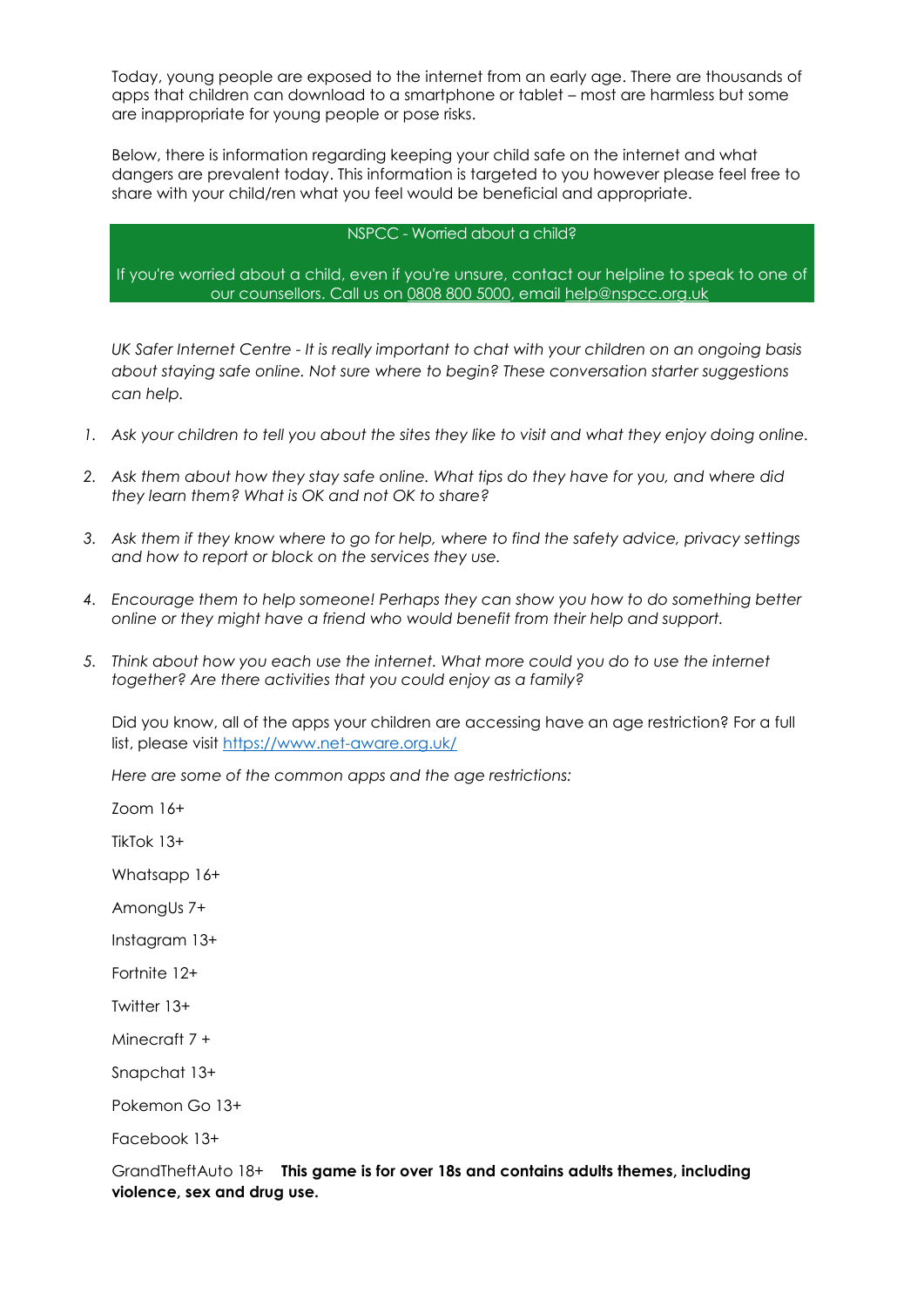Today, young people are exposed to the internet from an early age. There are thousands of apps that children can download to a smartphone or tablet – most are harmless but some are inappropriate for young people or pose risks.

Below, there is information regarding keeping your child safe on the internet and what dangers are prevalent today. This information is targeted to you however please feel free to share with your child/ren what you feel would be beneficial and appropriate.

NSPCC - Worried about a child?

If you're worried about a child, even if you're unsure, contact our helpline to speak to one of our counsellors. Call us on 0808 800 5000, email help@nspcc.org.uk

*UK Safer Internet Centre - It is really important to chat with your children on an ongoing basis about staying safe online. Not sure where to begin? These conversation starter suggestions can help.*

1. *Ask your children to tell you about the sites they like to visit and what they enjoy doing online.*
2. *Ask them about how they stay safe online. What tips do they have for you, and where did they learn them? What is OK and not OK to share?*
3. *Ask them if they know where to go for help, where to find the safety advice, privacy settings and how to report or block on the services they use.*
4. *Encourage them to help someone! Perhaps they can show you how to do something better online or they might have a friend who would benefit from their help and support.*
5. *Think about how you each use the internet. What more could you do to use the internet together? Are there activities that you could enjoy as a family?*

Did you know, all of the apps your children are accessing have an age restriction? For a full list, please visit https://www.net-aware.org.uk/

*Here are some of the common apps and the age restrictions:*

Zoom 16+

TikTok 13+

Whatsapp 16+

AmongUs 7+

Instagram 13+

Fortnite 12+

Twitter 13+

Minecraft 7 +

Snapchat 13+

Pokemon Go 13+

Facebook 13+

GrandTheftAuto 18+ **This game is for over 18s and contains adults themes, including violence, sex and drug use.**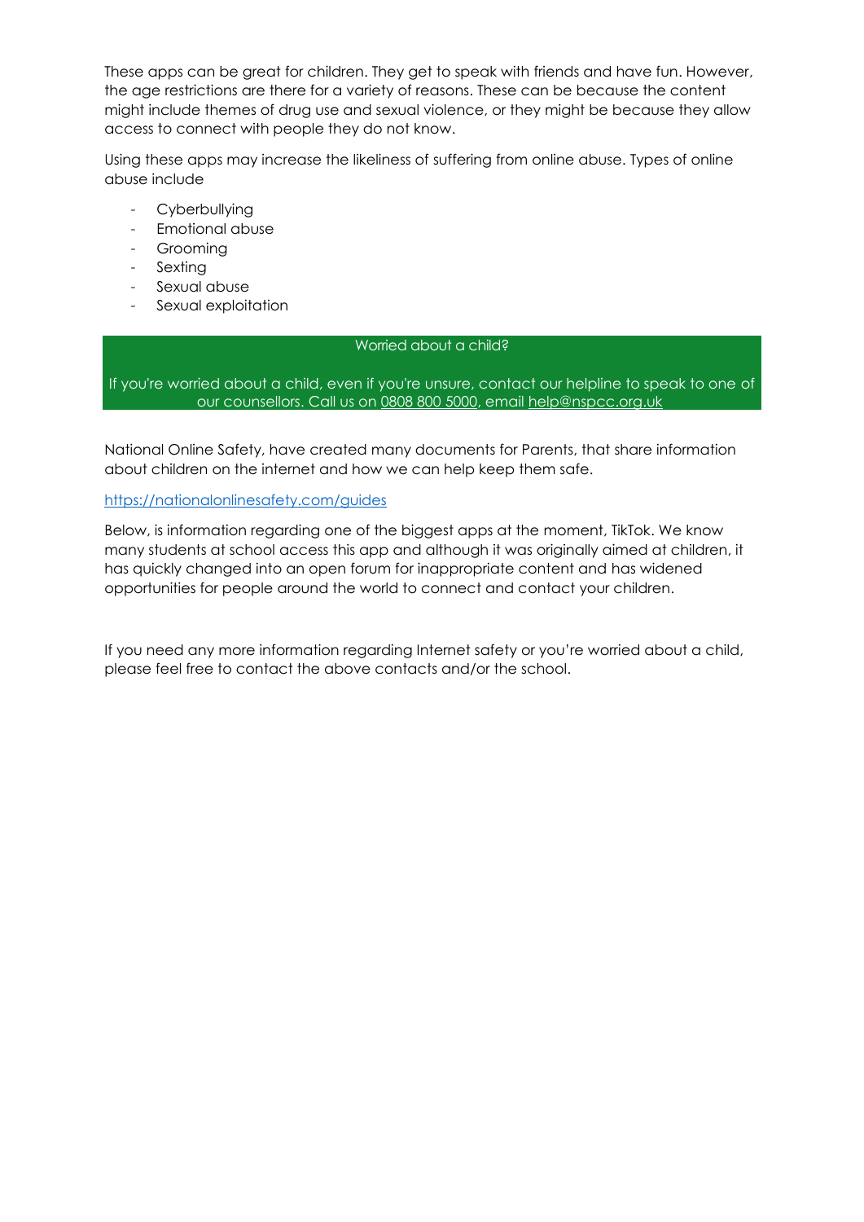These apps can be great for children. They get to speak with friends and have fun. However, the age restrictions are there for a variety of reasons. These can be because the content might include themes of drug use and sexual violence, or they might be because they allow access to connect with people they do not know.

Using these apps may increase the likeliness of suffering from online abuse. Types of online abuse include

- Cyberbullying
- Emotional abuse
- Grooming
- Sexting
- Sexual abuse
- Sexual exploitation

**Worried about a child?**

If you're worried about a child, even if you're unsure, contact our helpline to speak to one of our counsellors. Call us on 0808 800 5000, email help@nspcc.org.uk

National Online Safety, have created many documents for Parents, that share information about children on the internet and how we can help keep them safe.

https://nationalonlinesafety.com/guides

Below, is information regarding one of the biggest apps at the moment, TikTok. We know many students at school access this app and although it was originally aimed at children, it has quickly changed into an open forum for inappropriate content and has widened opportunities for people around the world to connect and contact your children.

If you need any more information regarding Internet safety or you're worried about a child, please feel free to contact the above contacts and/or the school.